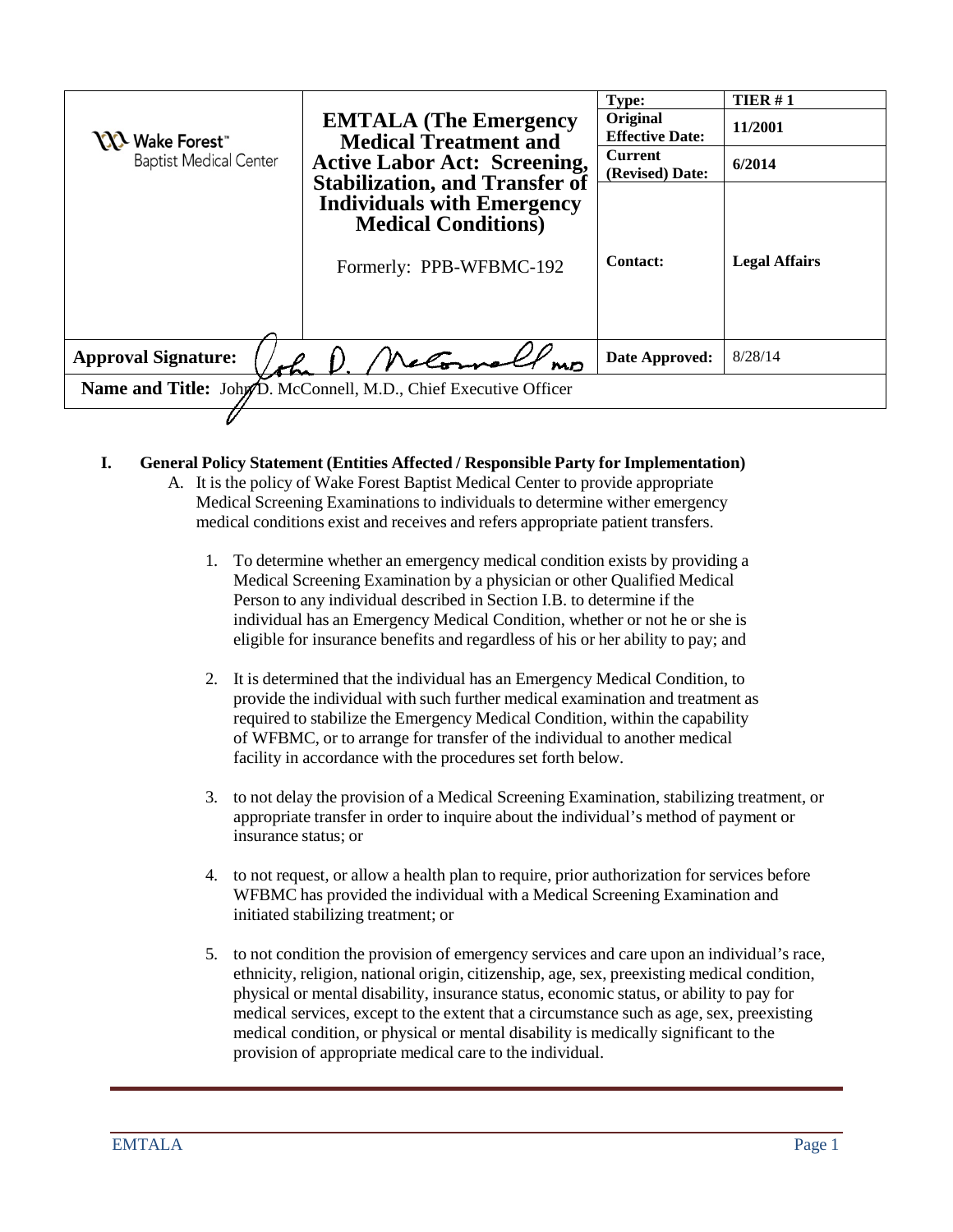| Wake Forest™ Baptist Medical Center | **EMTALA (The Emergency Medical Treatment and Active Labor Act: Screening, Stabilization, and Transfer of Individuals with Emergency Medical Conditions)** Formerly: PPB-WFBMC-192 | **Type:** | **TIER # 1** |
|---|---|---|---|
| | | **Original Effective Date:** | **11/2001** |
| | | **Current (Revised) Date:** | **6/2014** |
| | | **Contact:** | **Legal Affairs** |
| **Approval Signature:** | | **Date Approved:** | 8/28/14 |
| **Name and Title:** John D. McConnell, M.D., Chief Executive Officer | | | |

**I. General Policy Statement (Entities Affected / Responsible Party for Implementation)**

A. It is the policy of Wake Forest Baptist Medical Center to provide appropriate Medical Screening Examinations to individuals to determine wither emergency medical conditions exist and receives and refers appropriate patient transfers.

1. To determine whether an emergency medical condition exists by providing a Medical Screening Examination by a physician or other Qualified Medical Person to any individual described in Section I.B. to determine if the individual has an Emergency Medical Condition, whether or not he or she is eligible for insurance benefits and regardless of his or her ability to pay; and

2. It is determined that the individual has an Emergency Medical Condition, to provide the individual with such further medical examination and treatment as required to stabilize the Emergency Medical Condition, within the capability of WFBMC, or to arrange for transfer of the individual to another medical facility in accordance with the procedures set forth below.

3. to not delay the provision of a Medical Screening Examination, stabilizing treatment, or appropriate transfer in order to inquire about the individual's method of payment or insurance status; or

4. to not request, or allow a health plan to require, prior authorization for services before WFBMC has provided the individual with a Medical Screening Examination and initiated stabilizing treatment; or

5. to not condition the provision of emergency services and care upon an individual's race, ethnicity, religion, national origin, citizenship, age, sex, preexisting medical condition, physical or mental disability, insurance status, economic status, or ability to pay for medical services, except to the extent that a circumstance such as age, sex, preexisting medical condition, or physical or mental disability is medically significant to the provision of appropriate medical care to the individual.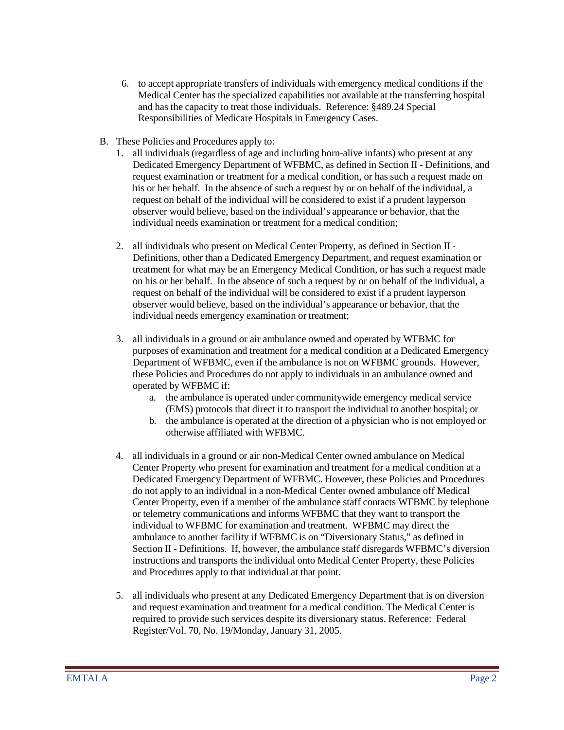6. to accept appropriate transfers of individuals with emergency medical conditions if the Medical Center has the specialized capabilities not available at the transferring hospital and has the capacity to treat those individuals. Reference: §489.24 Special Responsibilities of Medicare Hospitals in Emergency Cases.

B. These Policies and Procedures apply to:

1. all individuals (regardless of age and including born-alive infants) who present at any Dedicated Emergency Department of WFBMC, as defined in Section II - Definitions, and request examination or treatment for a medical condition, or has such a request made on his or her behalf. In the absence of such a request by or on behalf of the individual, a request on behalf of the individual will be considered to exist if a prudent layperson observer would believe, based on the individual's appearance or behavior, that the individual needs examination or treatment for a medical condition;

2. all individuals who present on Medical Center Property, as defined in Section II - Definitions, other than a Dedicated Emergency Department, and request examination or treatment for what may be an Emergency Medical Condition, or has such a request made on his or her behalf. In the absence of such a request by or on behalf of the individual, a request on behalf of the individual will be considered to exist if a prudent layperson observer would believe, based on the individual's appearance or behavior, that the individual needs emergency examination or treatment;

3. all individuals in a ground or air ambulance owned and operated by WFBMC for purposes of examination and treatment for a medical condition at a Dedicated Emergency Department of WFBMC, even if the ambulance is not on WFBMC grounds. However, these Policies and Procedures do not apply to individuals in an ambulance owned and operated by WFBMC if:
   a. the ambulance is operated under communitywide emergency medical service (EMS) protocols that direct it to transport the individual to another hospital; or
   b. the ambulance is operated at the direction of a physician who is not employed or otherwise affiliated with WFBMC.

4. all individuals in a ground or air non-Medical Center owned ambulance on Medical Center Property who present for examination and treatment for a medical condition at a Dedicated Emergency Department of WFBMC. However, these Policies and Procedures do not apply to an individual in a non-Medical Center owned ambulance off Medical Center Property, even if a member of the ambulance staff contacts WFBMC by telephone or telemetry communications and informs WFBMC that they want to transport the individual to WFBMC for examination and treatment. WFBMC may direct the ambulance to another facility if WFBMC is on "Diversionary Status," as defined in Section II - Definitions. If, however, the ambulance staff disregards WFBMC's diversion instructions and transports the individual onto Medical Center Property, these Policies and Procedures apply to that individual at that point.

5. all individuals who present at any Dedicated Emergency Department that is on diversion and request examination and treatment for a medical condition. The Medical Center is required to provide such services despite its diversionary status. Reference: Federal Register/Vol. 70, No. 19/Monday, January 31, 2005.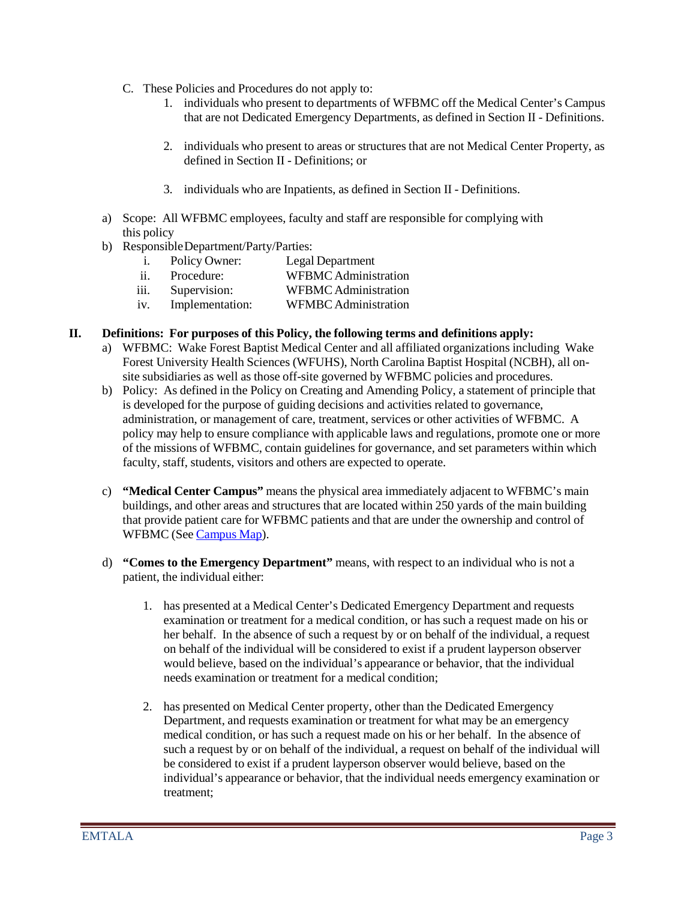C. These Policies and Procedures do not apply to:

1. individuals who present to departments of WFBMC off the Medical Center's Campus that are not Dedicated Emergency Departments, as defined in Section II - Definitions.

2. individuals who present to areas or structures that are not Medical Center Property, as defined in Section II - Definitions; or

3. individuals who are Inpatients, as defined in Section II - Definitions.

a) Scope: All WFBMC employees, faculty and staff are responsible for complying with this policy

b) Responsible Department/Party/Parties:

| | | |
|---|---|---|
| i. | Policy Owner: | Legal Department |
| ii. | Procedure: | WFBMC Administration |
| iii. | Supervision: | WFBMC Administration |
| iv. | Implementation: | WFMBC Administration |

## II. Definitions: For purposes of this Policy, the following terms and definitions apply:

a) WFBMC: Wake Forest Baptist Medical Center and all affiliated organizations including Wake Forest University Health Sciences (WFUHS), North Carolina Baptist Hospital (NCBH), all on-site subsidiaries as well as those off-site governed by WFBMC policies and procedures.

b) Policy: As defined in the Policy on Creating and Amending Policy, a statement of principle that is developed for the purpose of guiding decisions and activities related to governance, administration, or management of care, treatment, services or other activities of WFBMC. A policy may help to ensure compliance with applicable laws and regulations, promote one or more of the missions of WFBMC, contain guidelines for governance, and set parameters within which faculty, staff, students, visitors and others are expected to operate.

c) **"Medical Center Campus"** means the physical area immediately adjacent to WFBMC's main buildings, and other areas and structures that are located within 250 yards of the main building that provide patient care for WFBMC patients and that are under the ownership and control of WFBMC (See Campus Map).

d) **"Comes to the Emergency Department"** means, with respect to an individual who is not a patient, the individual either:

1. has presented at a Medical Center's Dedicated Emergency Department and requests examination or treatment for a medical condition, or has such a request made on his or her behalf. In the absence of such a request by or on behalf of the individual, a request on behalf of the individual will be considered to exist if a prudent layperson observer would believe, based on the individual's appearance or behavior, that the individual needs examination or treatment for a medical condition;

2. has presented on Medical Center property, other than the Dedicated Emergency Department, and requests examination or treatment for what may be an emergency medical condition, or has such a request made on his or her behalf. In the absence of such a request by or on behalf of the individual, a request on behalf of the individual will be considered to exist if a prudent layperson observer would believe, based on the individual's appearance or behavior, that the individual needs emergency examination or treatment;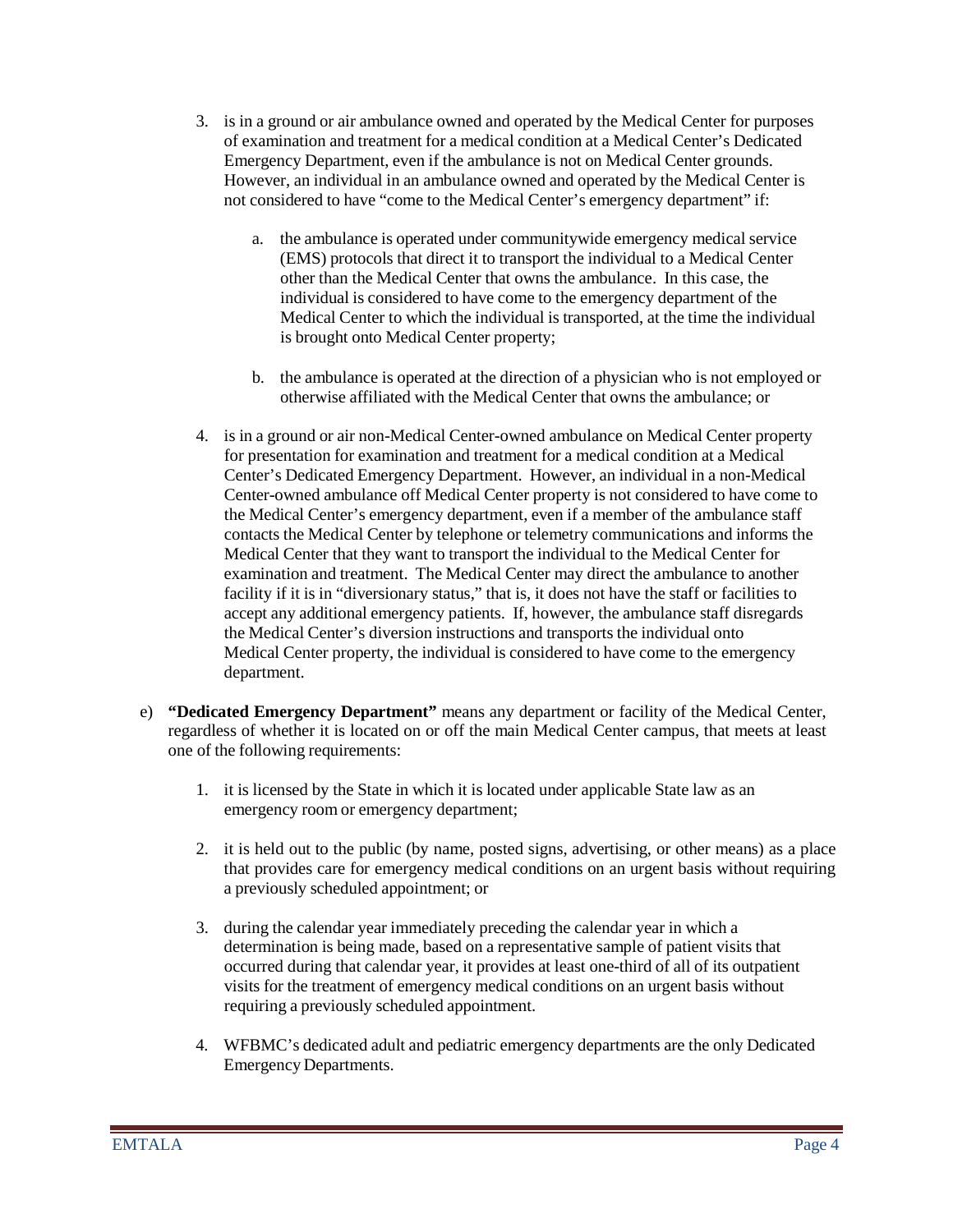3. is in a ground or air ambulance owned and operated by the Medical Center for purposes of examination and treatment for a medical condition at a Medical Center's Dedicated Emergency Department, even if the ambulance is not on Medical Center grounds. However, an individual in an ambulance owned and operated by the Medical Center is not considered to have "come to the Medical Center's emergency department" if:

    a. the ambulance is operated under communitywide emergency medical service (EMS) protocols that direct it to transport the individual to a Medical Center other than the Medical Center that owns the ambulance. In this case, the individual is considered to have come to the emergency department of the Medical Center to which the individual is transported, at the time the individual is brought onto Medical Center property;

    b. the ambulance is operated at the direction of a physician who is not employed or otherwise affiliated with the Medical Center that owns the ambulance; or

4. is in a ground or air non-Medical Center-owned ambulance on Medical Center property for presentation for examination and treatment for a medical condition at a Medical Center's Dedicated Emergency Department. However, an individual in a non-Medical Center-owned ambulance off Medical Center property is not considered to have come to the Medical Center's emergency department, even if a member of the ambulance staff contacts the Medical Center by telephone or telemetry communications and informs the Medical Center that they want to transport the individual to the Medical Center for examination and treatment. The Medical Center may direct the ambulance to another facility if it is in "diversionary status," that is, it does not have the staff or facilities to accept any additional emergency patients. If, however, the ambulance staff disregards the Medical Center's diversion instructions and transports the individual onto Medical Center property, the individual is considered to have come to the emergency department.

e) **"Dedicated Emergency Department"** means any department or facility of the Medical Center, regardless of whether it is located on or off the main Medical Center campus, that meets at least one of the following requirements:

1. it is licensed by the State in which it is located under applicable State law as an emergency room or emergency department;

2. it is held out to the public (by name, posted signs, advertising, or other means) as a place that provides care for emergency medical conditions on an urgent basis without requiring a previously scheduled appointment; or

3. during the calendar year immediately preceding the calendar year in which a determination is being made, based on a representative sample of patient visits that occurred during that calendar year, it provides at least one-third of all of its outpatient visits for the treatment of emergency medical conditions on an urgent basis without requiring a previously scheduled appointment.

4. WFBMC's dedicated adult and pediatric emergency departments are the only Dedicated Emergency Departments.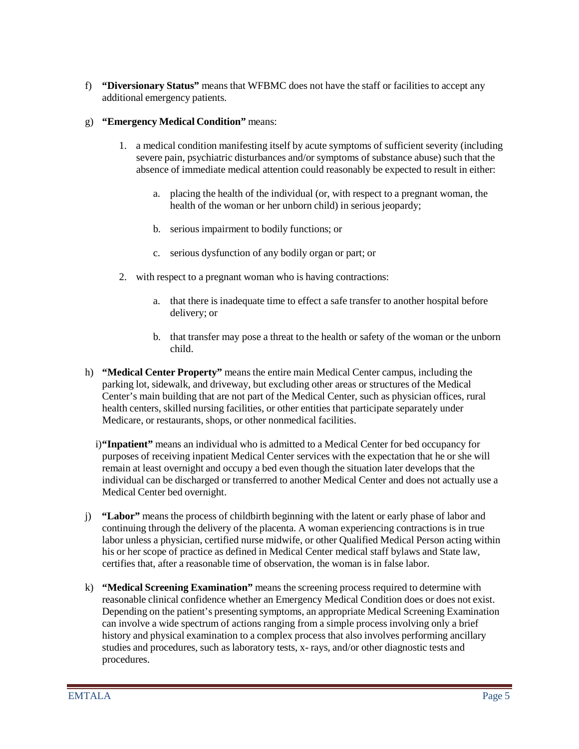f) **"Diversionary Status"** means that WFBMC does not have the staff or facilities to accept any additional emergency patients.

g) **"Emergency Medical Condition"** means:

1. a medical condition manifesting itself by acute symptoms of sufficient severity (including severe pain, psychiatric disturbances and/or symptoms of substance abuse) such that the absence of immediate medical attention could reasonably be expected to result in either:

    a. placing the health of the individual (or, with respect to a pregnant woman, the health of the woman or her unborn child) in serious jeopardy;

    b. serious impairment to bodily functions; or

    c. serious dysfunction of any bodily organ or part; or

2. with respect to a pregnant woman who is having contractions:

    a. that there is inadequate time to effect a safe transfer to another hospital before delivery; or

    b. that transfer may pose a threat to the health or safety of the woman or the unborn child.

h) **"Medical Center Property"** means the entire main Medical Center campus, including the parking lot, sidewalk, and driveway, but excluding other areas or structures of the Medical Center's main building that are not part of the Medical Center, such as physician offices, rural health centers, skilled nursing facilities, or other entities that participate separately under Medicare, or restaurants, shops, or other nonmedical facilities.

i) **"Inpatient"** means an individual who is admitted to a Medical Center for bed occupancy for purposes of receiving inpatient Medical Center services with the expectation that he or she will remain at least overnight and occupy a bed even though the situation later develops that the individual can be discharged or transferred to another Medical Center and does not actually use a Medical Center bed overnight.

j) **"Labor"** means the process of childbirth beginning with the latent or early phase of labor and continuing through the delivery of the placenta. A woman experiencing contractions is in true labor unless a physician, certified nurse midwife, or other Qualified Medical Person acting within his or her scope of practice as defined in Medical Center medical staff bylaws and State law, certifies that, after a reasonable time of observation, the woman is in false labor.

k) **"Medical Screening Examination"** means the screening process required to determine with reasonable clinical confidence whether an Emergency Medical Condition does or does not exist. Depending on the patient's presenting symptoms, an appropriate Medical Screening Examination can involve a wide spectrum of actions ranging from a simple process involving only a brief history and physical examination to a complex process that also involves performing ancillary studies and procedures, such as laboratory tests, x- rays, and/or other diagnostic tests and procedures.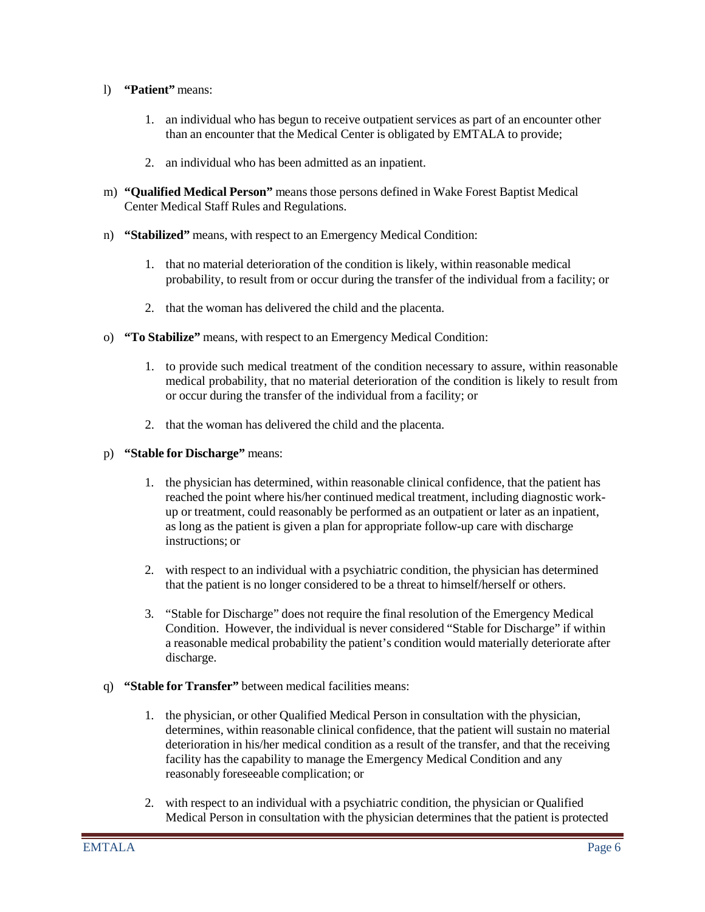l) **"Patient"** means:

   1. an individual who has begun to receive outpatient services as part of an encounter other than an encounter that the Medical Center is obligated by EMTALA to provide;

   2. an individual who has been admitted as an inpatient.

m) **"Qualified Medical Person"** means those persons defined in Wake Forest Baptist Medical Center Medical Staff Rules and Regulations.

n) **"Stabilized"** means, with respect to an Emergency Medical Condition:

   1. that no material deterioration of the condition is likely, within reasonable medical probability, to result from or occur during the transfer of the individual from a facility; or

   2. that the woman has delivered the child and the placenta.

o) **"To Stabilize"** means, with respect to an Emergency Medical Condition:

   1. to provide such medical treatment of the condition necessary to assure, within reasonable medical probability, that no material deterioration of the condition is likely to result from or occur during the transfer of the individual from a facility; or

   2. that the woman has delivered the child and the placenta.

p) **"Stable for Discharge"** means:

   1. the physician has determined, within reasonable clinical confidence, that the patient has reached the point where his/her continued medical treatment, including diagnostic work-up or treatment, could reasonably be performed as an outpatient or later as an inpatient, as long as the patient is given a plan for appropriate follow-up care with discharge instructions; or

   2. with respect to an individual with a psychiatric condition, the physician has determined that the patient is no longer considered to be a threat to himself/herself or others.

   3. "Stable for Discharge" does not require the final resolution of the Emergency Medical Condition. However, the individual is never considered "Stable for Discharge" if within a reasonable medical probability the patient's condition would materially deteriorate after discharge.

q) **"Stable for Transfer"** between medical facilities means:

   1. the physician, or other Qualified Medical Person in consultation with the physician, determines, within reasonable clinical confidence, that the patient will sustain no material deterioration in his/her medical condition as a result of the transfer, and that the receiving facility has the capability to manage the Emergency Medical Condition and any reasonably foreseeable complication; or

   2. with respect to an individual with a psychiatric condition, the physician or Qualified Medical Person in consultation with the physician determines that the patient is protected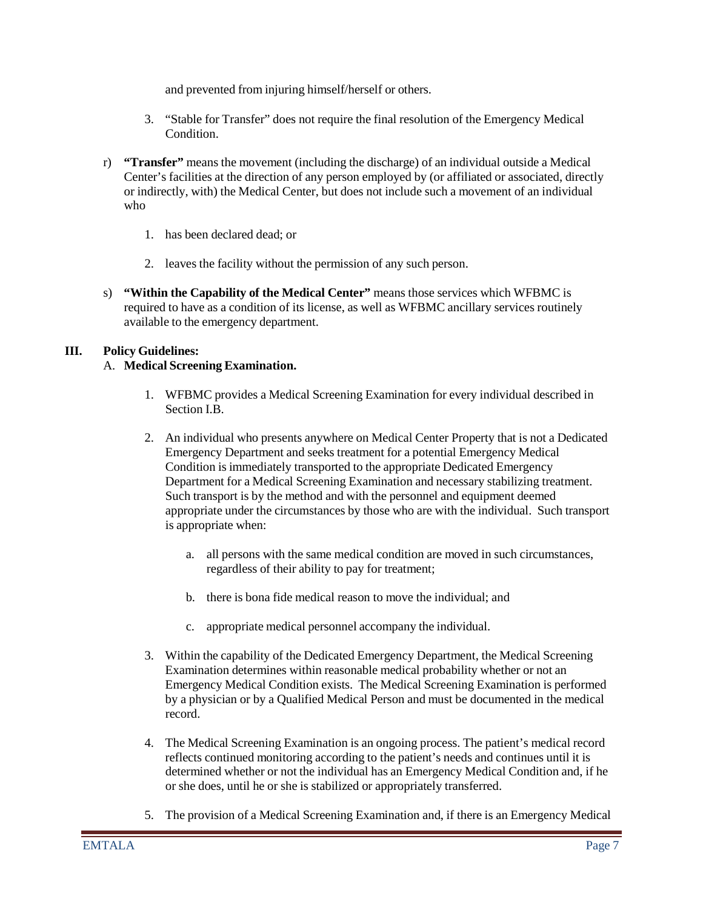and prevented from injuring himself/herself or others.

3. "Stable for Transfer" does not require the final resolution of the Emergency Medical Condition.

r) **"Transfer"** means the movement (including the discharge) of an individual outside a Medical Center's facilities at the direction of any person employed by (or affiliated or associated, directly or indirectly, with) the Medical Center, but does not include such a movement of an individual who

   1. has been declared dead; or

   2. leaves the facility without the permission of any such person.

s) **"Within the Capability of the Medical Center"** means those services which WFBMC is required to have as a condition of its license, as well as WFBMC ancillary services routinely available to the emergency department.

## III. Policy Guidelines:

### A. Medical Screening Examination.

1. WFBMC provides a Medical Screening Examination for every individual described in Section I.B.

2. An individual who presents anywhere on Medical Center Property that is not a Dedicated Emergency Department and seeks treatment for a potential Emergency Medical Condition is immediately transported to the appropriate Dedicated Emergency Department for a Medical Screening Examination and necessary stabilizing treatment. Such transport is by the method and with the personnel and equipment deemed appropriate under the circumstances by those who are with the individual. Such transport is appropriate when:

   a. all persons with the same medical condition are moved in such circumstances, regardless of their ability to pay for treatment;

   b. there is bona fide medical reason to move the individual; and

   c. appropriate medical personnel accompany the individual.

3. Within the capability of the Dedicated Emergency Department, the Medical Screening Examination determines within reasonable medical probability whether or not an Emergency Medical Condition exists. The Medical Screening Examination is performed by a physician or by a Qualified Medical Person and must be documented in the medical record.

4. The Medical Screening Examination is an ongoing process. The patient's medical record reflects continued monitoring according to the patient's needs and continues until it is determined whether or not the individual has an Emergency Medical Condition and, if he or she does, until he or she is stabilized or appropriately transferred.

5. The provision of a Medical Screening Examination and, if there is an Emergency Medical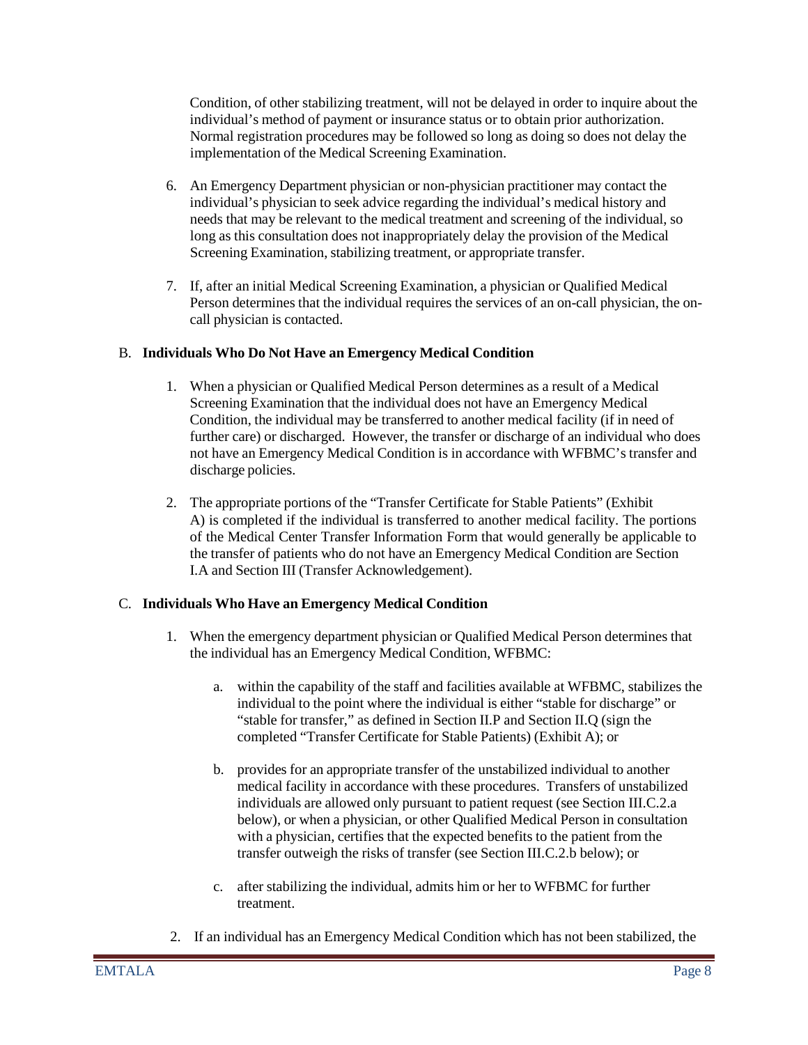Condition, of other stabilizing treatment, will not be delayed in order to inquire about the individual's method of payment or insurance status or to obtain prior authorization. Normal registration procedures may be followed so long as doing so does not delay the implementation of the Medical Screening Examination.

6. An Emergency Department physician or non-physician practitioner may contact the individual's physician to seek advice regarding the individual's medical history and needs that may be relevant to the medical treatment and screening of the individual, so long as this consultation does not inappropriately delay the provision of the Medical Screening Examination, stabilizing treatment, or appropriate transfer.

7. If, after an initial Medical Screening Examination, a physician or Qualified Medical Person determines that the individual requires the services of an on-call physician, the on-call physician is contacted.

B. **Individuals Who Do Not Have an Emergency Medical Condition**

1. When a physician or Qualified Medical Person determines as a result of a Medical Screening Examination that the individual does not have an Emergency Medical Condition, the individual may be transferred to another medical facility (if in need of further care) or discharged. However, the transfer or discharge of an individual who does not have an Emergency Medical Condition is in accordance with WFBMC's transfer and discharge policies.

2. The appropriate portions of the "Transfer Certificate for Stable Patients" (Exhibit A) is completed if the individual is transferred to another medical facility. The portions of the Medical Center Transfer Information Form that would generally be applicable to the transfer of patients who do not have an Emergency Medical Condition are Section I.A and Section III (Transfer Acknowledgement).

C. **Individuals Who Have an Emergency Medical Condition**

1. When the emergency department physician or Qualified Medical Person determines that the individual has an Emergency Medical Condition, WFBMC:

   a. within the capability of the staff and facilities available at WFBMC, stabilizes the individual to the point where the individual is either "stable for discharge" or "stable for transfer," as defined in Section II.P and Section II.Q (sign the completed "Transfer Certificate for Stable Patients) (Exhibit A); or

   b. provides for an appropriate transfer of the unstabilized individual to another medical facility in accordance with these procedures. Transfers of unstabilized individuals are allowed only pursuant to patient request (see Section III.C.2.a below), or when a physician, or other Qualified Medical Person in consultation with a physician, certifies that the expected benefits to the patient from the transfer outweigh the risks of transfer (see Section III.C.2.b below); or

   c. after stabilizing the individual, admits him or her to WFBMC for further treatment.

2. If an individual has an Emergency Medical Condition which has not been stabilized, the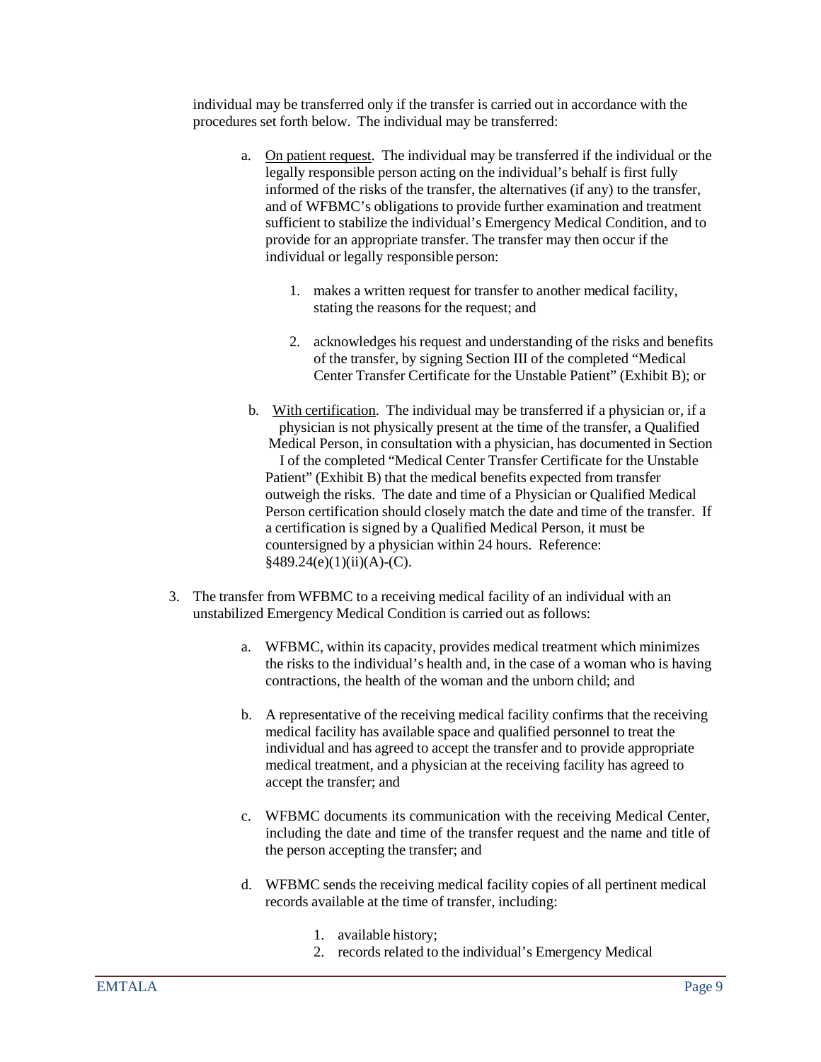individual may be transferred only if the transfer is carried out in accordance with the procedures set forth below. The individual may be transferred:

a. On patient request. The individual may be transferred if the individual or the legally responsible person acting on the individual's behalf is first fully informed of the risks of the transfer, the alternatives (if any) to the transfer, and of WFBMC's obligations to provide further examination and treatment sufficient to stabilize the individual's Emergency Medical Condition, and to provide for an appropriate transfer. The transfer may then occur if the individual or legally responsible person:

   1. makes a written request for transfer to another medical facility, stating the reasons for the request; and

   2. acknowledges his request and understanding of the risks and benefits of the transfer, by signing Section III of the completed "Medical Center Transfer Certificate for the Unstable Patient" (Exhibit B); or

b. With certification. The individual may be transferred if a physician or, if a physician is not physically present at the time of the transfer, a Qualified Medical Person, in consultation with a physician, has documented in Section I of the completed "Medical Center Transfer Certificate for the Unstable Patient" (Exhibit B) that the medical benefits expected from transfer outweigh the risks. The date and time of a Physician or Qualified Medical Person certification should closely match the date and time of the transfer. If a certification is signed by a Qualified Medical Person, it must be countersigned by a physician within 24 hours. Reference: §489.24(e)(1)(ii)(A)-(C).

3. The transfer from WFBMC to a receiving medical facility of an individual with an unstabilized Emergency Medical Condition is carried out as follows:

   a. WFBMC, within its capacity, provides medical treatment which minimizes the risks to the individual's health and, in the case of a woman who is having contractions, the health of the woman and the unborn child; and

   b. A representative of the receiving medical facility confirms that the receiving medical facility has available space and qualified personnel to treat the individual and has agreed to accept the transfer and to provide appropriate medical treatment, and a physician at the receiving facility has agreed to accept the transfer; and

   c. WFBMC documents its communication with the receiving Medical Center, including the date and time of the transfer request and the name and title of the person accepting the transfer; and

   d. WFBMC sends the receiving medical facility copies of all pertinent medical records available at the time of transfer, including:

      1. available history;
      2. records related to the individual's Emergency Medical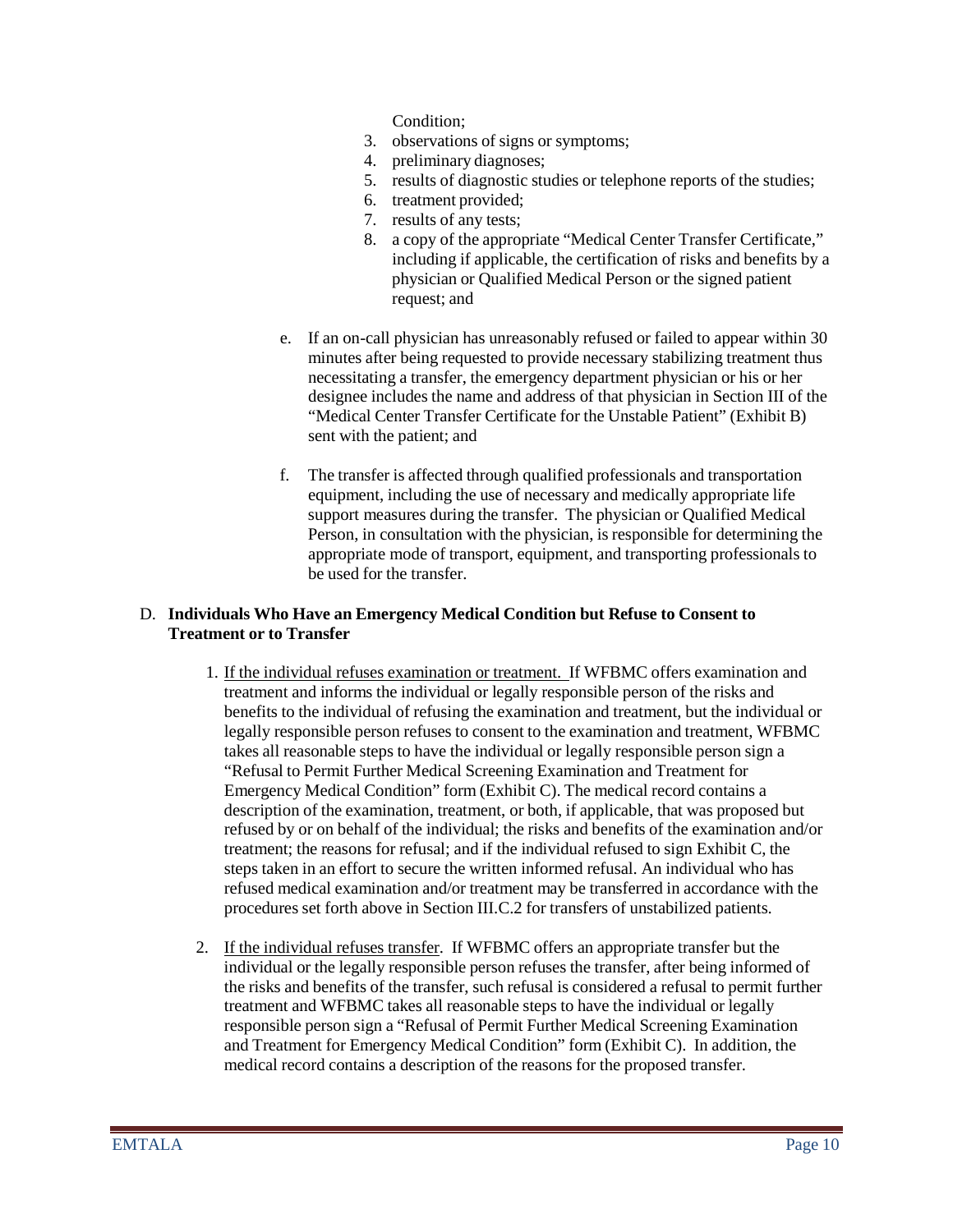Condition;

3. observations of signs or symptoms;
4. preliminary diagnoses;
5. results of diagnostic studies or telephone reports of the studies;
6. treatment provided;
7. results of any tests;
8. a copy of the appropriate "Medical Center Transfer Certificate," including if applicable, the certification of risks and benefits by a physician or Qualified Medical Person or the signed patient request; and

e. If an on-call physician has unreasonably refused or failed to appear within 30 minutes after being requested to provide necessary stabilizing treatment thus necessitating a transfer, the emergency department physician or his or her designee includes the name and address of that physician in Section III of the "Medical Center Transfer Certificate for the Unstable Patient" (Exhibit B) sent with the patient; and

f. The transfer is affected through qualified professionals and transportation equipment, including the use of necessary and medically appropriate life support measures during the transfer. The physician or Qualified Medical Person, in consultation with the physician, is responsible for determining the appropriate mode of transport, equipment, and transporting professionals to be used for the transfer.

D. **Individuals Who Have an Emergency Medical Condition but Refuse to Consent to Treatment or to Transfer**

1. If the individual refuses examination or treatment. If WFBMC offers examination and treatment and informs the individual or legally responsible person of the risks and benefits to the individual of refusing the examination and treatment, but the individual or legally responsible person refuses to consent to the examination and treatment, WFBMC takes all reasonable steps to have the individual or legally responsible person sign a "Refusal to Permit Further Medical Screening Examination and Treatment for Emergency Medical Condition" form (Exhibit C). The medical record contains a description of the examination, treatment, or both, if applicable, that was proposed but refused by or on behalf of the individual; the risks and benefits of the examination and/or treatment; the reasons for refusal; and if the individual refused to sign Exhibit C, the steps taken in an effort to secure the written informed refusal. An individual who has refused medical examination and/or treatment may be transferred in accordance with the procedures set forth above in Section III.C.2 for transfers of unstabilized patients.

2. If the individual refuses transfer. If WFBMC offers an appropriate transfer but the individual or the legally responsible person refuses the transfer, after being informed of the risks and benefits of the transfer, such refusal is considered a refusal to permit further treatment and WFBMC takes all reasonable steps to have the individual or legally responsible person sign a "Refusal of Permit Further Medical Screening Examination and Treatment for Emergency Medical Condition" form (Exhibit C). In addition, the medical record contains a description of the reasons for the proposed transfer.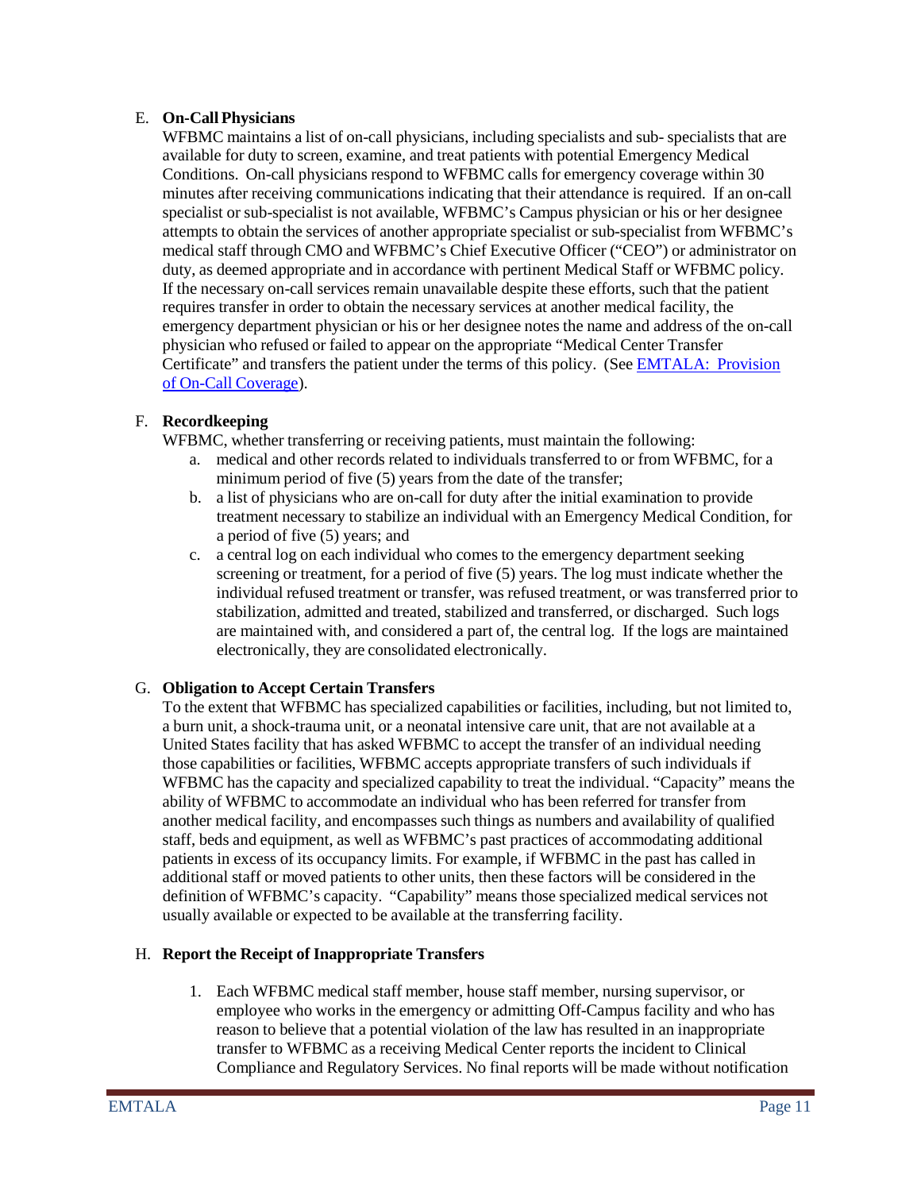E. **On-Call Physicians**

WFBMC maintains a list of on-call physicians, including specialists and sub- specialists that are available for duty to screen, examine, and treat patients with potential Emergency Medical Conditions. On-call physicians respond to WFBMC calls for emergency coverage within 30 minutes after receiving communications indicating that their attendance is required. If an on-call specialist or sub-specialist is not available, WFBMC's Campus physician or his or her designee attempts to obtain the services of another appropriate specialist or sub-specialist from WFBMC's medical staff through CMO and WFBMC's Chief Executive Officer ("CEO") or administrator on duty, as deemed appropriate and in accordance with pertinent Medical Staff or WFBMC policy. If the necessary on-call services remain unavailable despite these efforts, such that the patient requires transfer in order to obtain the necessary services at another medical facility, the emergency department physician or his or her designee notes the name and address of the on-call physician who refused or failed to appear on the appropriate "Medical Center Transfer Certificate" and transfers the patient under the terms of this policy. (See EMTALA: Provision of On-Call Coverage).

F. **Recordkeeping**

WFBMC, whether transferring or receiving patients, must maintain the following:

a. medical and other records related to individuals transferred to or from WFBMC, for a minimum period of five (5) years from the date of the transfer;
b. a list of physicians who are on-call for duty after the initial examination to provide treatment necessary to stabilize an individual with an Emergency Medical Condition, for a period of five (5) years; and
c. a central log on each individual who comes to the emergency department seeking screening or treatment, for a period of five (5) years. The log must indicate whether the individual refused treatment or transfer, was refused treatment, or was transferred prior to stabilization, admitted and treated, stabilized and transferred, or discharged. Such logs are maintained with, and considered a part of, the central log. If the logs are maintained electronically, they are consolidated electronically.

G. **Obligation to Accept Certain Transfers**

To the extent that WFBMC has specialized capabilities or facilities, including, but not limited to, a burn unit, a shock-trauma unit, or a neonatal intensive care unit, that are not available at a United States facility that has asked WFBMC to accept the transfer of an individual needing those capabilities or facilities, WFBMC accepts appropriate transfers of such individuals if WFBMC has the capacity and specialized capability to treat the individual. "Capacity" means the ability of WFBMC to accommodate an individual who has been referred for transfer from another medical facility, and encompasses such things as numbers and availability of qualified staff, beds and equipment, as well as WFBMC's past practices of accommodating additional patients in excess of its occupancy limits. For example, if WFBMC in the past has called in additional staff or moved patients to other units, then these factors will be considered in the definition of WFBMC's capacity. "Capability" means those specialized medical services not usually available or expected to be available at the transferring facility.

H. **Report the Receipt of Inappropriate Transfers**

1. Each WFBMC medical staff member, house staff member, nursing supervisor, or employee who works in the emergency or admitting Off-Campus facility and who has reason to believe that a potential violation of the law has resulted in an inappropriate transfer to WFBMC as a receiving Medical Center reports the incident to Clinical Compliance and Regulatory Services. No final reports will be made without notification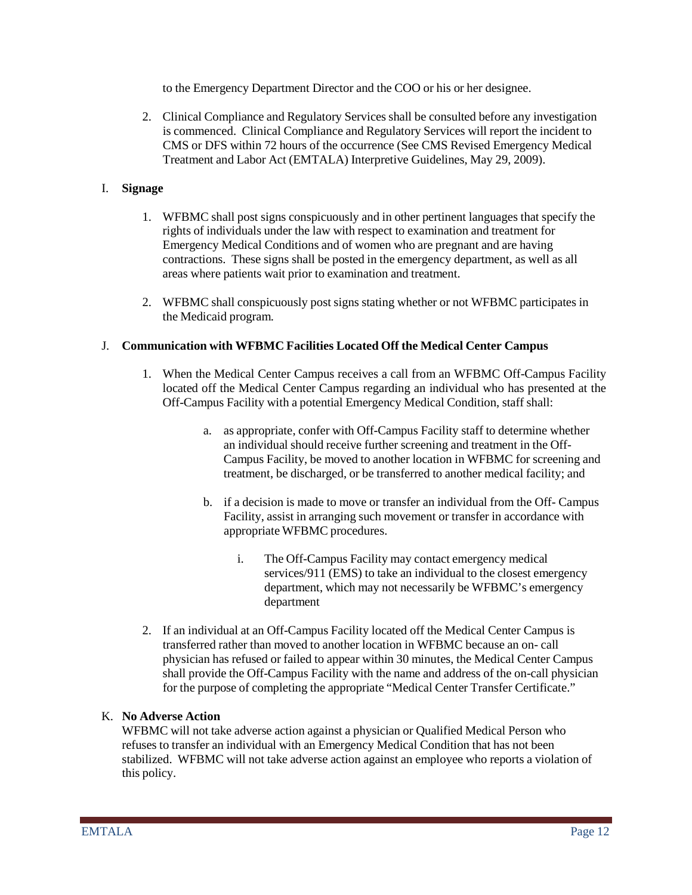to the Emergency Department Director and the COO or his or her designee.

2. Clinical Compliance and Regulatory Services shall be consulted before any investigation is commenced. Clinical Compliance and Regulatory Services will report the incident to CMS or DFS within 72 hours of the occurrence (See CMS Revised Emergency Medical Treatment and Labor Act (EMTALA) Interpretive Guidelines, May 29, 2009).

I. **Signage**

1. WFBMC shall post signs conspicuously and in other pertinent languages that specify the rights of individuals under the law with respect to examination and treatment for Emergency Medical Conditions and of women who are pregnant and are having contractions. These signs shall be posted in the emergency department, as well as all areas where patients wait prior to examination and treatment.

2. WFBMC shall conspicuously post signs stating whether or not WFBMC participates in the Medicaid program.

J. **Communication with WFBMC Facilities Located Off the Medical Center Campus**

1. When the Medical Center Campus receives a call from an WFBMC Off-Campus Facility located off the Medical Center Campus regarding an individual who has presented at the Off-Campus Facility with a potential Emergency Medical Condition, staff shall:

   a. as appropriate, confer with Off-Campus Facility staff to determine whether an individual should receive further screening and treatment in the Off-Campus Facility, be moved to another location in WFBMC for screening and treatment, be discharged, or be transferred to another medical facility; and

   b. if a decision is made to move or transfer an individual from the Off- Campus Facility, assist in arranging such movement or transfer in accordance with appropriate WFBMC procedures.

      i. The Off-Campus Facility may contact emergency medical services/911 (EMS) to take an individual to the closest emergency department, which may not necessarily be WFBMC's emergency department

2. If an individual at an Off-Campus Facility located off the Medical Center Campus is transferred rather than moved to another location in WFBMC because an on- call physician has refused or failed to appear within 30 minutes, the Medical Center Campus shall provide the Off-Campus Facility with the name and address of the on-call physician for the purpose of completing the appropriate "Medical Center Transfer Certificate."

K. **No Adverse Action**

WFBMC will not take adverse action against a physician or Qualified Medical Person who refuses to transfer an individual with an Emergency Medical Condition that has not been stabilized. WFBMC will not take adverse action against an employee who reports a violation of this policy.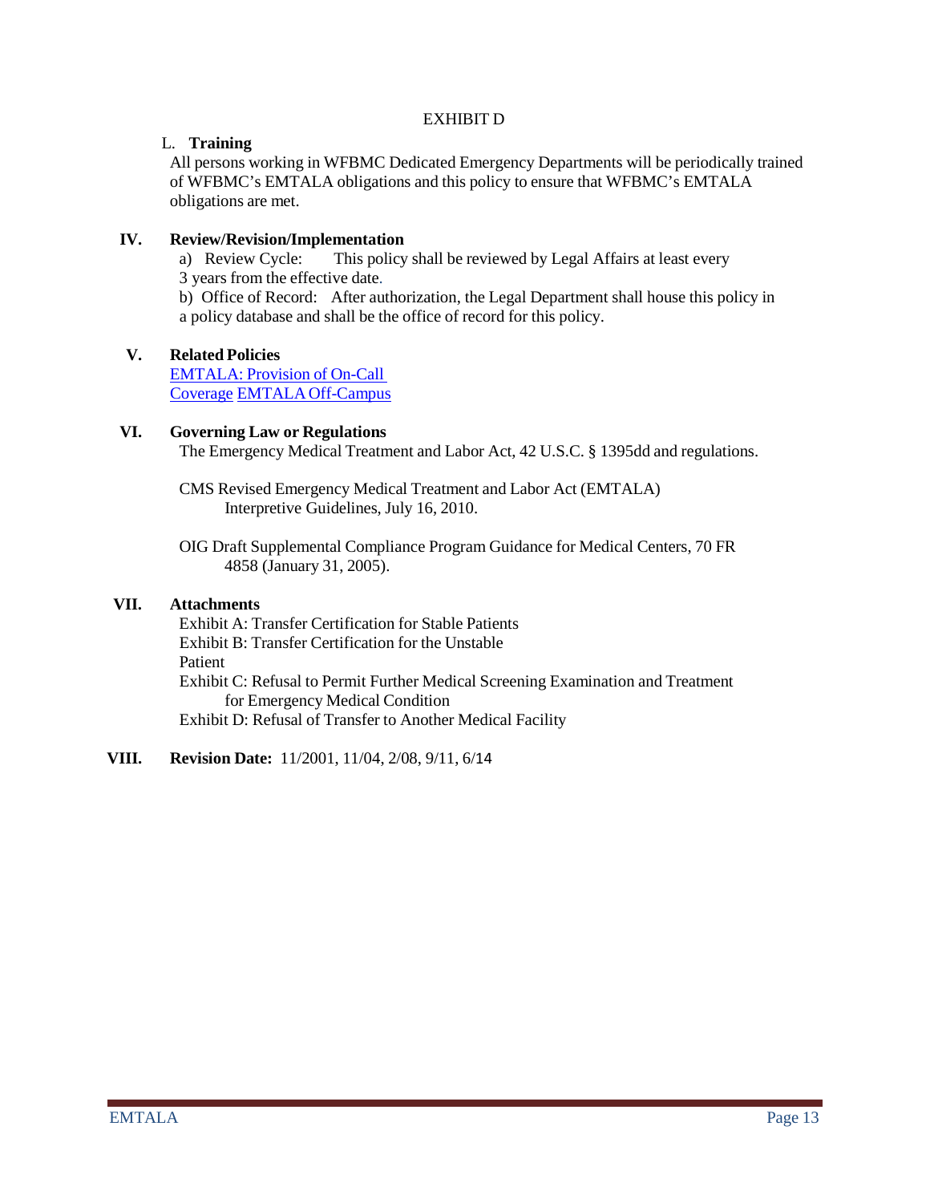EXHIBIT D

L. **Training**

All persons working in WFBMC Dedicated Emergency Departments will be periodically trained of WFBMC's EMTALA obligations and this policy to ensure that WFBMC's EMTALA obligations are met.

## IV. Review/Revision/Implementation

a) Review Cycle: This policy shall be reviewed by Legal Affairs at least every 3 years from the effective date.

b) Office of Record: After authorization, the Legal Department shall house this policy in a policy database and shall be the office of record for this policy.

## V. Related Policies

EMTALA: Provision of On-Call Coverage
EMTALA Off-Campus

## VI. Governing Law or Regulations

The Emergency Medical Treatment and Labor Act, 42 U.S.C. § 1395dd and regulations.

CMS Revised Emergency Medical Treatment and Labor Act (EMTALA) Interpretive Guidelines, July 16, 2010.

OIG Draft Supplemental Compliance Program Guidance for Medical Centers, 70 FR 4858 (January 31, 2005).

## VII. Attachments

Exhibit A: Transfer Certification for Stable Patients
Exhibit B: Transfer Certification for the Unstable Patient
Exhibit C: Refusal to Permit Further Medical Screening Examination and Treatment for Emergency Medical Condition
Exhibit D: Refusal of Transfer to Another Medical Facility

## VIII. Revision Date: 11/2001, 11/04, 2/08, 9/11, 6/14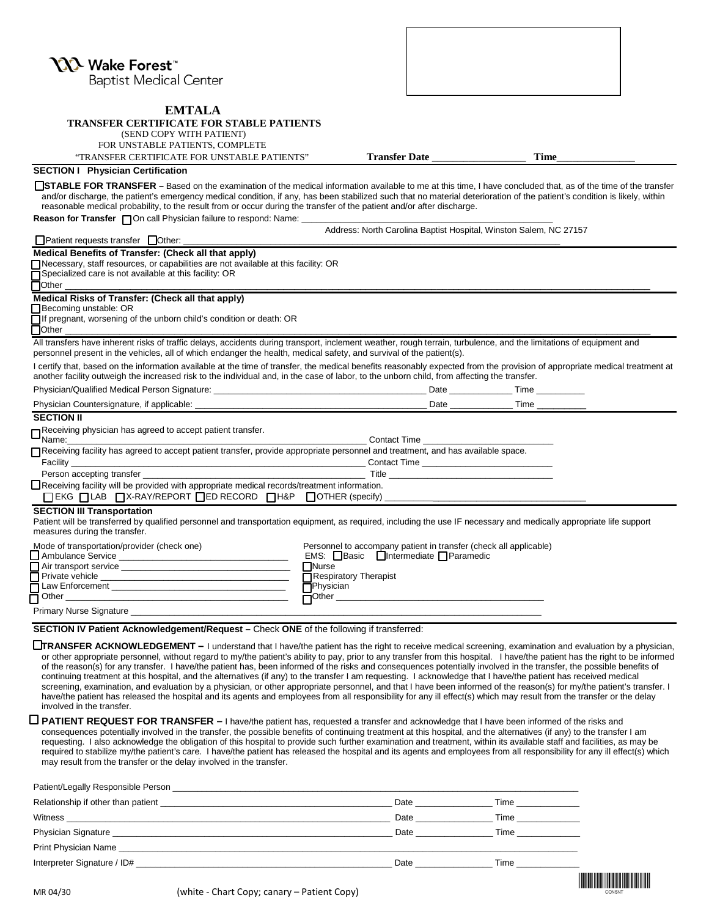Wake Forest™ Baptist Medical Center

# EMTALA

**TRANSFER CERTIFICATE FOR STABLE PATIENTS**

(SEND COPY WITH PATIENT)

FOR UNSTABLE PATIENTS, COMPLETE

"TRANSFER CERTIFICATE FOR UNSTABLE PATIENTS"

**Transfer Date** ___________________ **Time**_______________

## SECTION I Physician Certification

☐ **STABLE FOR TRANSFER –** Based on the examination of the medical information available to me at this time, I have concluded that, as of the time of the transfer and/or discharge, the patient's emergency medical condition, if any, has been stabilized such that no material deterioration of the patient's condition is likely, within reasonable medical probability, to the result from or occur during the transfer of the patient and/or after discharge.

**Reason for Transfer** ☐ On call Physician failure to respond: Name: ___________________________________________________

Address: North Carolina Baptist Hospital, Winston Salem, NC 27157

☐ Patient requests transfer ☐ Other: ___________________________________________________________________________

**Medical Benefits of Transfer: (Check all that apply)**

☐ Necessary, staff resources, or capabilities are not available at this facility: OR

☐ Specialized care is not available at this facility: OR

☐ Other ____________________________________________________________________________________________________

**Medical Risks of Transfer: (Check all that apply)**

☐ Becoming unstable: OR

☐ If pregnant, worsening of the unborn child's condition or death: OR

☐ Other ____________________________________________________________________________________________________

All transfers have inherent risks of traffic delays, accidents during transport, inclement weather, rough terrain, turbulence, and the limitations of equipment and personnel present in the vehicles, all of which endanger the health, medical safety, and survival of the patient(s).

I certify that, based on the information available at the time of transfer, the medical benefits reasonably expected from the provision of appropriate medical treatment at another facility outweigh the increased risk to the individual and, in the case of labor, to the unborn child, from affecting the transfer.

Physician/Qualified Medical Person Signature: ____________________________________________ Date _____________ Time __________

Physician Countersignature, if applicable: _______________________________________________ Date _____________ Time __________

## SECTION II

☐ Receiving physician has agreed to accept patient transfer.
Name:_______________________________________________________________ Contact Time __________________________

☐ Receiving facility has agreed to accept patient transfer, provide appropriate personnel and treatment, and has available space.
Facility _____________________________________________________________ Contact Time __________________________
Person accepting transfer _______________________________________________ Title _________________________________

☐ Receiving facility will be provided with appropriate medical records/treatment information.
☐ EKG ☐ LAB ☐ X-RAY/REPORT ☐ ED RECORD ☐ H&P ☐ OTHER (specify) _________________________________

## SECTION III Transportation

Patient will be transferred by qualified personnel and transportation equipment, as required, including the use IF necessary and medically appropriate life support measures during the transfer.

Mode of transportation/provider (check one)

☐ Ambulance Service __________________________________
☐ Air transport service _________________________________
☐ Private vehicle _____________________________________
☐ Law Enforcement ___________________________________
☐ Other _____________________________________________

Personnel to accompany patient in transfer (check all applicable)

EMS: ☐ Basic ☐ Intermediate ☐ Paramedic
☐ Nurse
☐ Respiratory Therapist
☐ Physician
☐ Other ____________________________________________

Primary Nurse Signature ____________________________________________________________________________________

## SECTION IV Patient Acknowledgement/Request – Check ONE of the following if transferred:

☐ **TRANSFER ACKNOWLEDGEMENT –** I understand that I have/the patient has the right to receive medical screening, examination and evaluation by a physician, or other appropriate personnel, without regard to my/the patient's ability to pay, prior to any transfer from this hospital. I have/the patient has the right to be informed of the reason(s) for any transfer. I have/the patient has, been informed of the risks and consequences potentially involved in the transfer, the possible benefits of continuing treatment at this hospital, and the alternatives (if any) to the transfer I am requesting. I acknowledge that I have/the patient has received medical screening, examination, and evaluation by a physician, or other appropriate personnel, and that I have been informed of the reason(s) for my/the patient's transfer. I have/the patient has released the hospital and its agents and employees from all responsibility for any ill effect(s) which may result from the transfer or the delay involved in the transfer.

☐ **PATIENT REQUEST FOR TRANSFER –** I have/the patient has, requested a transfer and acknowledge that I have been informed of the risks and consequences potentially involved in the transfer, the possible benefits of continuing treatment at this hospital, and the alternatives (if any) to the transfer I am requesting. I also acknowledge the obligation of this hospital to provide such further examination and treatment, within its available staff and facilities, as may be required to stabilize my/the patient's care. I have/the patient has released the hospital and its agents and employees from all responsibility for any ill effect(s) which may result from the transfer or the delay involved in the transfer.

Patient/Legally Responsible Person ___________________________________________________________________________

Relationship if other than patient _____________________________________________ Date _______________ Time ____________

Witness _________________________________________________________________ Date _______________ Time ____________

Physician Signature _______________________________________________________ Date _______________ Time ____________

Print Physician Name ______________________________________________________________________________________

Interpreter Signature / ID# _________________________________________________ Date _______________ Time ____________

MR 04/30 (white - Chart Copy; canary – Patient Copy)

CONSNT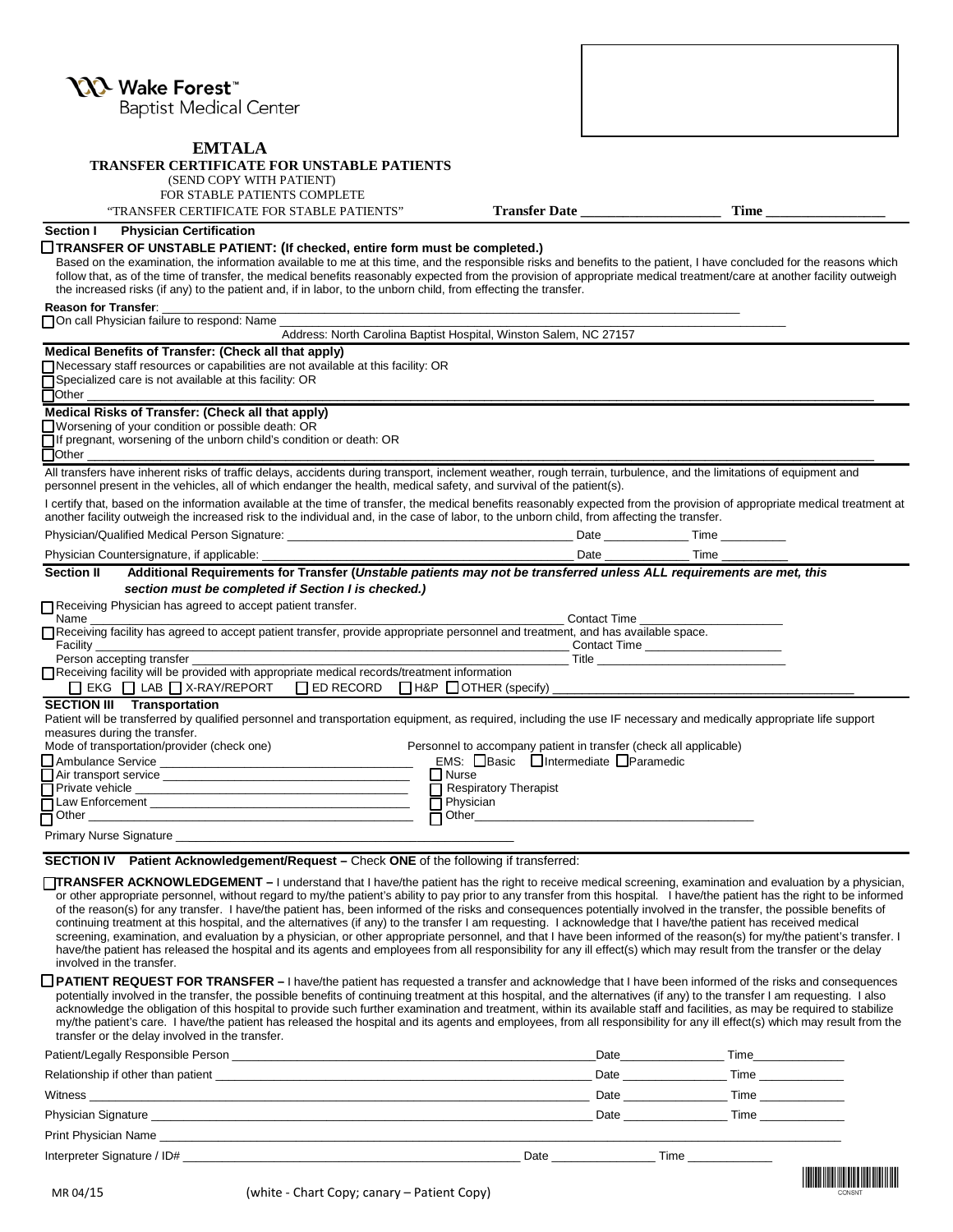Wake Forest™ Baptist Medical Center

# EMTALA

## TRANSFER CERTIFICATE FOR UNSTABLE PATIENTS

(SEND COPY WITH PATIENT)
FOR STABLE PATIENTS COMPLETE
"TRANSFER CERTIFICATE FOR STABLE PATIENTS"

**Transfer Date** ____________________ **Time** _________________

### Section I Physician Certification

☐ **TRANSFER OF UNSTABLE PATIENT: (If checked, entire form must be completed.)**
Based on the examination, the information available to me at this time, and the responsible risks and benefits to the patient, I have concluded for the reasons which follow that, as of the time of transfer, the medical benefits reasonably expected from the provision of appropriate medical treatment/care at another facility outweigh the increased risks (if any) to the patient and, if in labor, to the unborn child, from effecting the transfer.

**Reason for Transfer**: ___________________________________________

☐ On call Physician failure to respond: Name ___________________________________________
Address: North Carolina Baptist Hospital, Winston Salem, NC 27157

**Medical Benefits of Transfer: (Check all that apply)**

☐ Necessary staff resources or capabilities are not available at this facility: OR
☐ Specialized care is not available at this facility: OR
☐ Other ___________________________________________

**Medical Risks of Transfer: (Check all that apply)**

☐ Worsening of your condition or possible death: OR
☐ If pregnant, worsening of the unborn child's condition or death: OR
☐ Other ___________________________________________

All transfers have inherent risks of traffic delays, accidents during transport, inclement weather, rough terrain, turbulence, and the limitations of equipment and personnel present in the vehicles, all of which endanger the health, medical safety, and survival of the patient(s).

I certify that, based on the information available at the time of transfer, the medical benefits reasonably expected from the provision of appropriate medical treatment at another facility outweigh the increased risk to the individual and, in the case of labor, to the unborn child, from affecting the transfer.

Physician/Qualified Medical Person Signature: ___________________________ Date ____________ Time __________

Physician Countersignature, if applicable: ___________________________ Date ____________ Time __________

### Section II Additional Requirements for Transfer (*Unstable patients may not be transferred unless ALL requirements are met, this section must be completed if Section I is checked.*)

☐ Receiving Physician has agreed to accept patient transfer.
Name ___________________________ Contact Time ____________________

☐ Receiving facility has agreed to accept patient transfer, provide appropriate personnel and treatment, and has available space.
Facility ___________________________ Contact Time ____________________
Person accepting transfer ___________________________ Title ____________________

☐ Receiving facility will be provided with appropriate medical records/treatment information
☐ EKG ☐ LAB ☐ X-RAY/REPORT ☐ ED RECORD ☐ H&P ☐ OTHER (specify) ____________________

### SECTION III Transportation

Patient will be transferred by qualified personnel and transportation equipment, as required, including the use IF necessary and medically appropriate life support measures during the transfer.

Mode of transportation/provider (check one)

☐ Ambulance Service ____________________
☐ Air transport service ____________________
☐ Private vehicle ____________________
☐ Law Enforcement ____________________
☐ Other ____________________

Personnel to accompany patient in transfer (check all applicable)

EMS: ☐ Basic ☐ Intermediate ☐ Paramedic
☐ Nurse
☐ Respiratory Therapist
☐ Physician
☐ Other ____________________

Primary Nurse Signature ___________________________

### SECTION IV Patient Acknowledgement/Request – Check ONE of the following if transferred:

☐ **TRANSFER ACKNOWLEDGEMENT –** I understand that I have/the patient has the right to receive medical screening, examination and evaluation by a physician, or other appropriate personnel, without regard to my/the patient's ability to pay prior to any transfer from this hospital. I have/the patient has the right to be informed of the reason(s) for any transfer. I have/the patient has, been informed of the risks and consequences potentially involved in the transfer, the possible benefits of continuing treatment at this hospital, and the alternatives (if any) to the transfer I am requesting. I acknowledge that I have/the patient has received medical screening, examination, and evaluation by a physician, or other appropriate personnel, and that I have been informed of the reason(s) for my/the patient's transfer. I have/the patient has released the hospital and its agents and employees from all responsibility for any ill effect(s) which may result from the transfer or the delay involved in the transfer.

☐ **PATIENT REQUEST FOR TRANSFER –** I have/the patient has requested a transfer and acknowledge that I have been informed of the risks and consequences potentially involved in the transfer, the possible benefits of continuing treatment at this hospital, and the alternatives (if any) to the transfer I am requesting. I also acknowledge the obligation of this hospital to provide such further examination and treatment, within its available staff and facilities, as may be required to stabilize my/the patient's care. I have/the patient has released the hospital and its agents and employees, from all responsibility for any ill effect(s) which may result from the transfer or the delay involved in the transfer.

Patient/Legally Responsible Person ___________________________ Date ______________ Time ______________

Relationship if other than patient ___________________________ Date ______________ Time ______________

Witness ___________________________ Date ______________ Time ______________

Physician Signature ___________________________ Date ______________ Time ______________

Print Physician Name ___________________________

Interpreter Signature / ID# ___________________________ Date ______________ Time ______________

MR 04/15 (white - Chart Copy; canary – Patient Copy)

CONSNT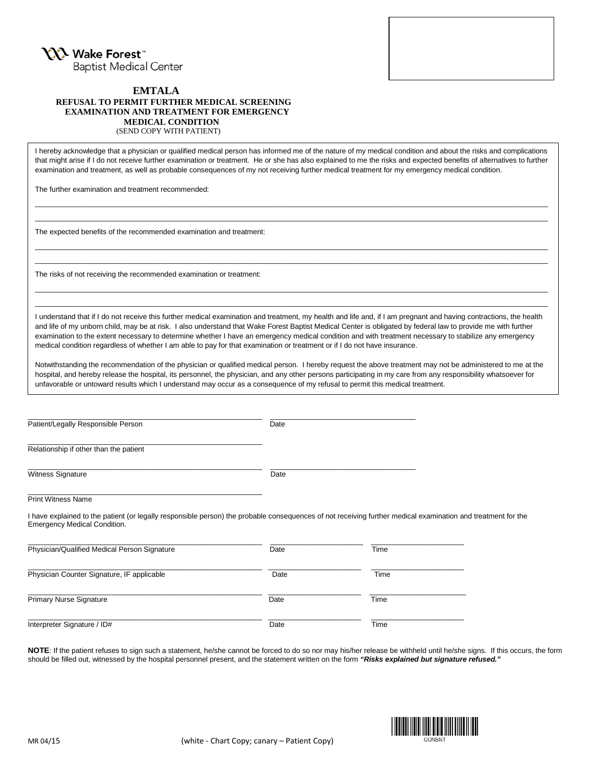Wake Forest™
Baptist Medical Center

# EMTALA

## REFUSAL TO PERMIT FURTHER MEDICAL SCREENING EXAMINATION AND TREATMENT FOR EMERGENCY MEDICAL CONDITION

(SEND COPY WITH PATIENT)

I hereby acknowledge that a physician or qualified medical person has informed me of the nature of my medical condition and about the risks and complications that might arise if I do not receive further examination or treatment. He or she has also explained to me the risks and expected benefits of alternatives to further examination and treatment, as well as probable consequences of my not receiving further medical treatment for my emergency medical condition.

The further examination and treatment recommended:

______________________________________________________________________________

______________________________________________________________________________

The expected benefits of the recommended examination and treatment:

______________________________________________________________________________

______________________________________________________________________________

The risks of not receiving the recommended examination or treatment:

______________________________________________________________________________

______________________________________________________________________________

I understand that if I do not receive this further medical examination and treatment, my health and life and, if I am pregnant and having contractions, the health and life of my unborn child, may be at risk. I also understand that Wake Forest Baptist Medical Center is obligated by federal law to provide me with further examination to the extent necessary to determine whether I have an emergency medical condition and with treatment necessary to stabilize any emergency medical condition regardless of whether I am able to pay for that examination or treatment or if I do not have insurance.

Notwithstanding the recommendation of the physician or qualified medical person. I hereby request the above treatment may not be administered to me at the hospital, and hereby release the hospital, its personnel, the physician, and any other persons participating in my care from any responsibility whatsoever for unfavorable or untoward results which I understand may occur as a consequence of my refusal to permit this medical treatment.

______________________________ ______________________________
Patient/Legally Responsible Person Date

______________________________
Relationship if other than the patient

______________________________ ______________________________
Witness Signature Date

______________________________
Print Witness Name

I have explained to the patient (or legally responsible person) the probable consequences of not receiving further medical examination and treatment for the Emergency Medical Condition.

______________________________ ______________ ______________
Physician/Qualified Medical Person Signature Date Time

______________________________ ______________ ______________
Physician Counter Signature, IF applicable Date Time

______________________________ ______________ ______________
Primary Nurse Signature Date Time

______________________________ ______________ ______________
Interpreter Signature / ID# Date Time

**NOTE**: If the patient refuses to sign such a statement, he/she cannot be forced to do so nor may his/her release be withheld until he/she signs. If this occurs, the form should be filled out, witnessed by the hospital personnel present, and the statement written on the form ***"Risks explained but signature refused."***

MR 04/15 (white - Chart Copy; canary – Patient Copy)

CONSNT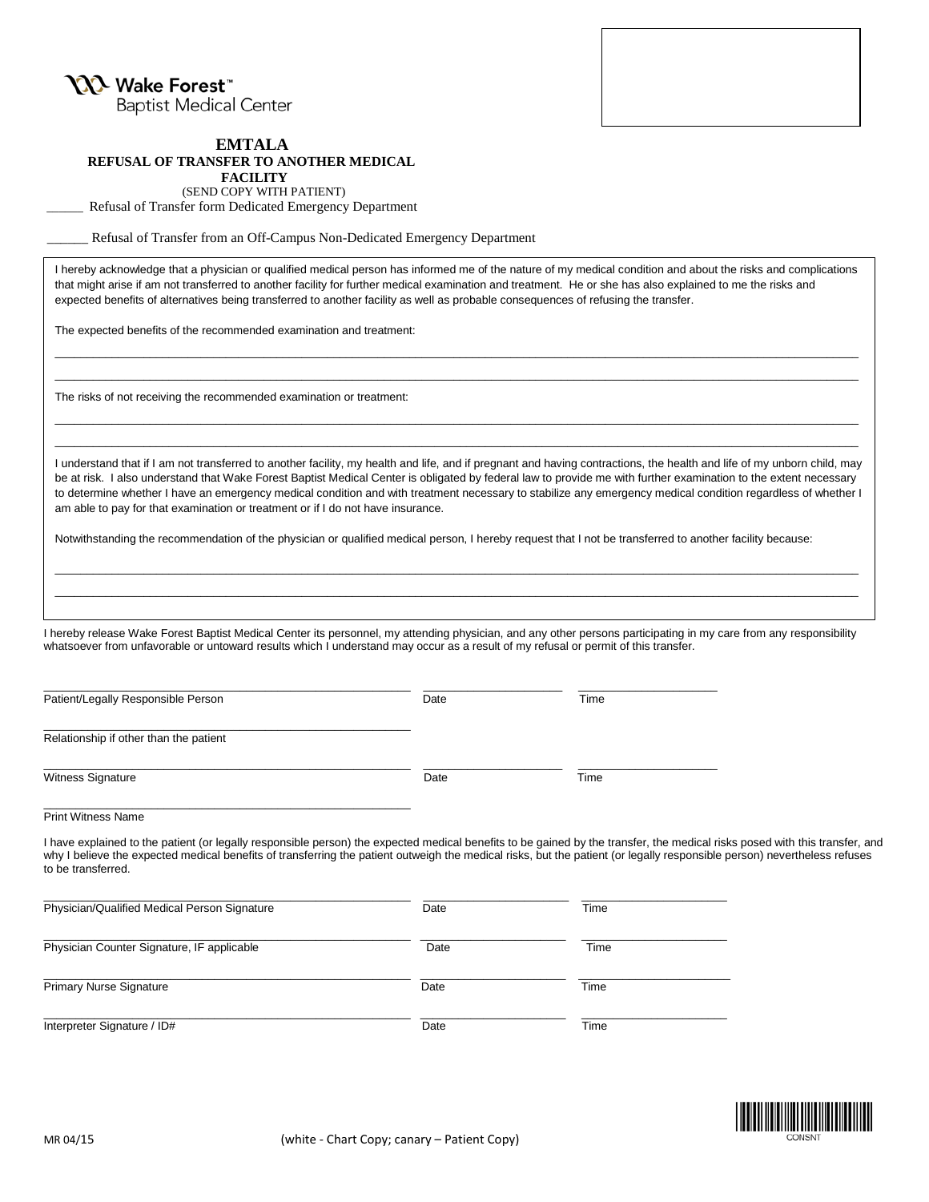Wake Forest™
Baptist Medical Center

# EMTALA

## REFUSAL OF TRANSFER TO ANOTHER MEDICAL FACILITY

(SEND COPY WITH PATIENT)

______ Refusal of Transfer form Dedicated Emergency Department

______ Refusal of Transfer from an Off-Campus Non-Dedicated Emergency Department

I hereby acknowledge that a physician or qualified medical person has informed me of the nature of my medical condition and about the risks and complications that might arise if am not transferred to another facility for further medical examination and treatment. He or she has also explained to me the risks and expected benefits of alternatives being transferred to another facility as well as probable consequences of refusing the transfer.

The expected benefits of the recommended examination and treatment:

_______________________________________________________________________________

_______________________________________________________________________________

The risks of not receiving the recommended examination or treatment:

_______________________________________________________________________________

_______________________________________________________________________________

I understand that if I am not transferred to another facility, my health and life, and if pregnant and having contractions, the health and life of my unborn child, may be at risk. I also understand that Wake Forest Baptist Medical Center is obligated by federal law to provide me with further examination to the extent necessary to determine whether I have an emergency medical condition and with treatment necessary to stabilize any emergency medical condition regardless of whether I am able to pay for that examination or treatment or if I do not have insurance.

Notwithstanding the recommendation of the physician or qualified medical person, I hereby request that I not be transferred to another facility because:

_______________________________________________________________________________

_______________________________________________________________________________

I hereby release Wake Forest Baptist Medical Center its personnel, my attending physician, and any other persons participating in my care from any responsibility whatsoever from unfavorable or untoward results which I understand may occur as a result of my refusal or permit of this transfer.

| | | |
|---|---|---|
| Patient/Legally Responsible Person | Date | Time |
| Relationship if other than the patient | | |
| Witness Signature | Date | Time |
| Print Witness Name | | |

I have explained to the patient (or legally responsible person) the expected medical benefits to be gained by the transfer, the medical risks posed with this transfer, and why I believe the expected medical benefits of transferring the patient outweigh the medical risks, but the patient (or legally responsible person) nevertheless refuses to be transferred.

| | | |
|---|---|---|
| Physician/Qualified Medical Person Signature | Date | Time |
| Physician Counter Signature, IF applicable | Date | Time |
| Primary Nurse Signature | Date | Time |
| Interpreter Signature / ID# | Date | Time |

MR 04/15 (white - Chart Copy; canary – Patient Copy)

CONSNT